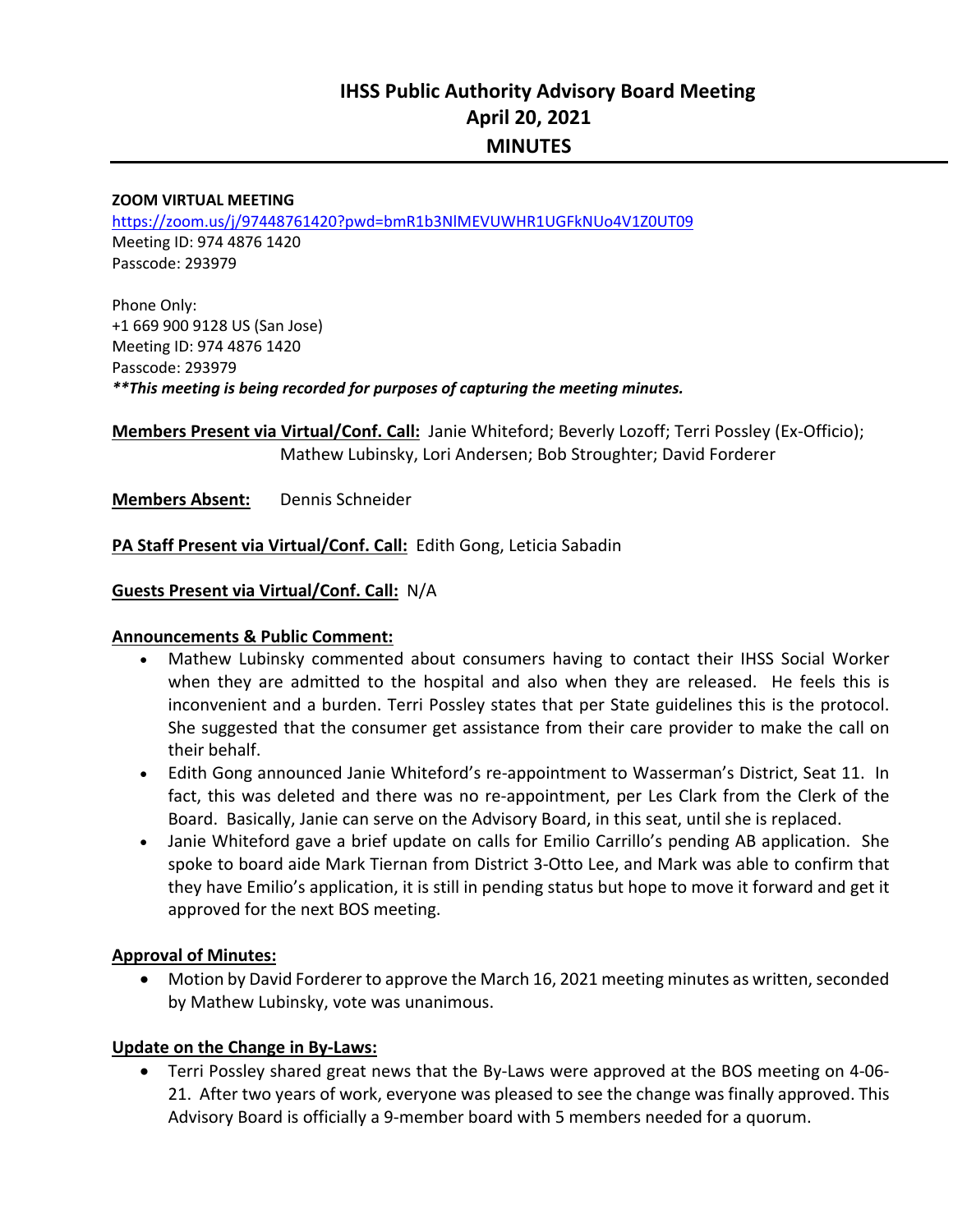# IHSS Public Authority Advisory Board Meeting
# April 20, 2021
# MINUTES

**ZOOM VIRTUAL MEETING**
https://zoom.us/j/97448761420?pwd=bmR1b3NlMEVUWHR1UGFkNUo4V1Z0UT09
Meeting ID: 974 4876 1420
Passcode: 293979

Phone Only:
+1 669 900 9128 US (San Jose)
Meeting ID: 974 4876 1420
Passcode: 293979
***\*\*This meeting is being recorded for purposes of capturing the meeting minutes.***

**Members Present via Virtual/Conf. Call:** Janie Whiteford; Beverly Lozoff; Terri Possley (Ex-Officio); Mathew Lubinsky, Lori Andersen; Bob Stroughter; David Forderer

**Members Absent:** Dennis Schneider

**PA Staff Present via Virtual/Conf. Call:** Edith Gong, Leticia Sabadin

**Guests Present via Virtual/Conf. Call:** N/A

**Announcements & Public Comment:**

- Mathew Lubinsky commented about consumers having to contact their IHSS Social Worker when they are admitted to the hospital and also when they are released. He feels this is inconvenient and a burden. Terri Possley states that per State guidelines this is the protocol. She suggested that the consumer get assistance from their care provider to make the call on their behalf.
- Edith Gong announced Janie Whiteford's re-appointment to Wasserman's District, Seat 11. In fact, this was deleted and there was no re-appointment, per Les Clark from the Clerk of the Board. Basically, Janie can serve on the Advisory Board, in this seat, until she is replaced.
- Janie Whiteford gave a brief update on calls for Emilio Carrillo's pending AB application. She spoke to board aide Mark Tiernan from District 3-Otto Lee, and Mark was able to confirm that they have Emilio's application, it is still in pending status but hope to move it forward and get it approved for the next BOS meeting.

**Approval of Minutes:**

- Motion by David Forderer to approve the March 16, 2021 meeting minutes as written, seconded by Mathew Lubinsky, vote was unanimous.

**Update on the Change in By-Laws:**

- Terri Possley shared great news that the By-Laws were approved at the BOS meeting on 4-06-21. After two years of work, everyone was pleased to see the change was finally approved. This Advisory Board is officially a 9-member board with 5 members needed for a quorum.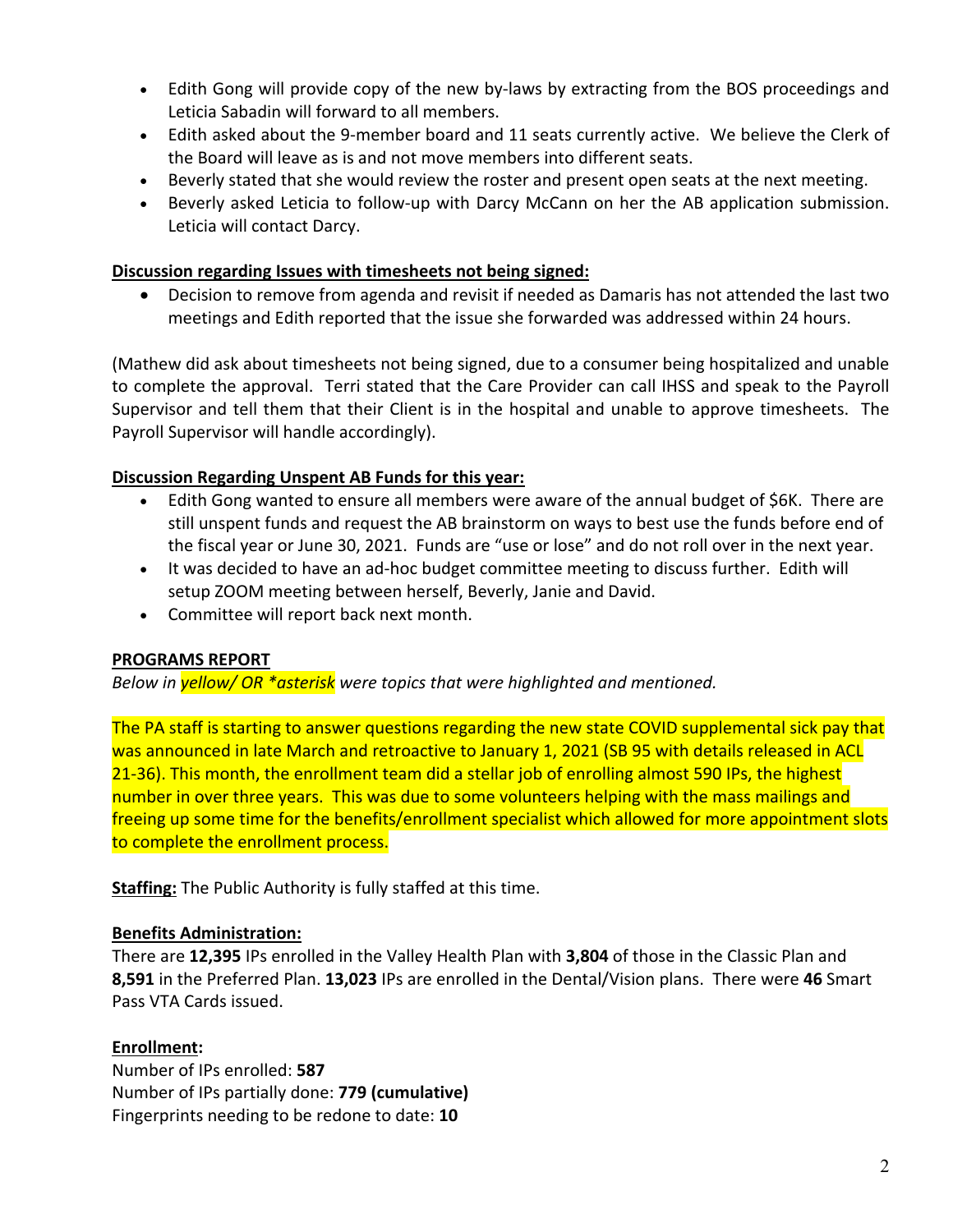- Edith Gong will provide copy of the new by-laws by extracting from the BOS proceedings and Leticia Sabadin will forward to all members.
- Edith asked about the 9-member board and 11 seats currently active. We believe the Clerk of the Board will leave as is and not move members into different seats.
- Beverly stated that she would review the roster and present open seats at the next meeting.
- Beverly asked Leticia to follow-up with Darcy McCann on her the AB application submission. Leticia will contact Darcy.

**Discussion regarding Issues with timesheets not being signed:**

- Decision to remove from agenda and revisit if needed as Damaris has not attended the last two meetings and Edith reported that the issue she forwarded was addressed within 24 hours.

(Mathew did ask about timesheets not being signed, due to a consumer being hospitalized and unable to complete the approval. Terri stated that the Care Provider can call IHSS and speak to the Payroll Supervisor and tell them that their Client is in the hospital and unable to approve timesheets. The Payroll Supervisor will handle accordingly).

**Discussion Regarding Unspent AB Funds for this year:**

- Edith Gong wanted to ensure all members were aware of the annual budget of $6K. There are still unspent funds and request the AB brainstorm on ways to best use the funds before end of the fiscal year or June 30, 2021. Funds are "use or lose" and do not roll over in the next year.
- It was decided to have an ad-hoc budget committee meeting to discuss further. Edith will setup ZOOM meeting between herself, Beverly, Janie and David.
- Committee will report back next month.

**PROGRAMS REPORT**

*Below in yellow/ OR *asterisk were topics that were highlighted and mentioned.*

The PA staff is starting to answer questions regarding the new state COVID supplemental sick pay that was announced in late March and retroactive to January 1, 2021 (SB 95 with details released in ACL 21-36). This month, the enrollment team did a stellar job of enrolling almost 590 IPs, the highest number in over three years. This was due to some volunteers helping with the mass mailings and freeing up some time for the benefits/enrollment specialist which allowed for more appointment slots to complete the enrollment process.

**Staffing:** The Public Authority is fully staffed at this time.

**Benefits Administration:**

There are **12,395** IPs enrolled in the Valley Health Plan with **3,804** of those in the Classic Plan and **8,591** in the Preferred Plan. **13,023** IPs are enrolled in the Dental/Vision plans. There were **46** Smart Pass VTA Cards issued.

**Enrollment:**

Number of IPs enrolled: **587**
Number of IPs partially done: **779 (cumulative)**
Fingerprints needing to be redone to date: **10**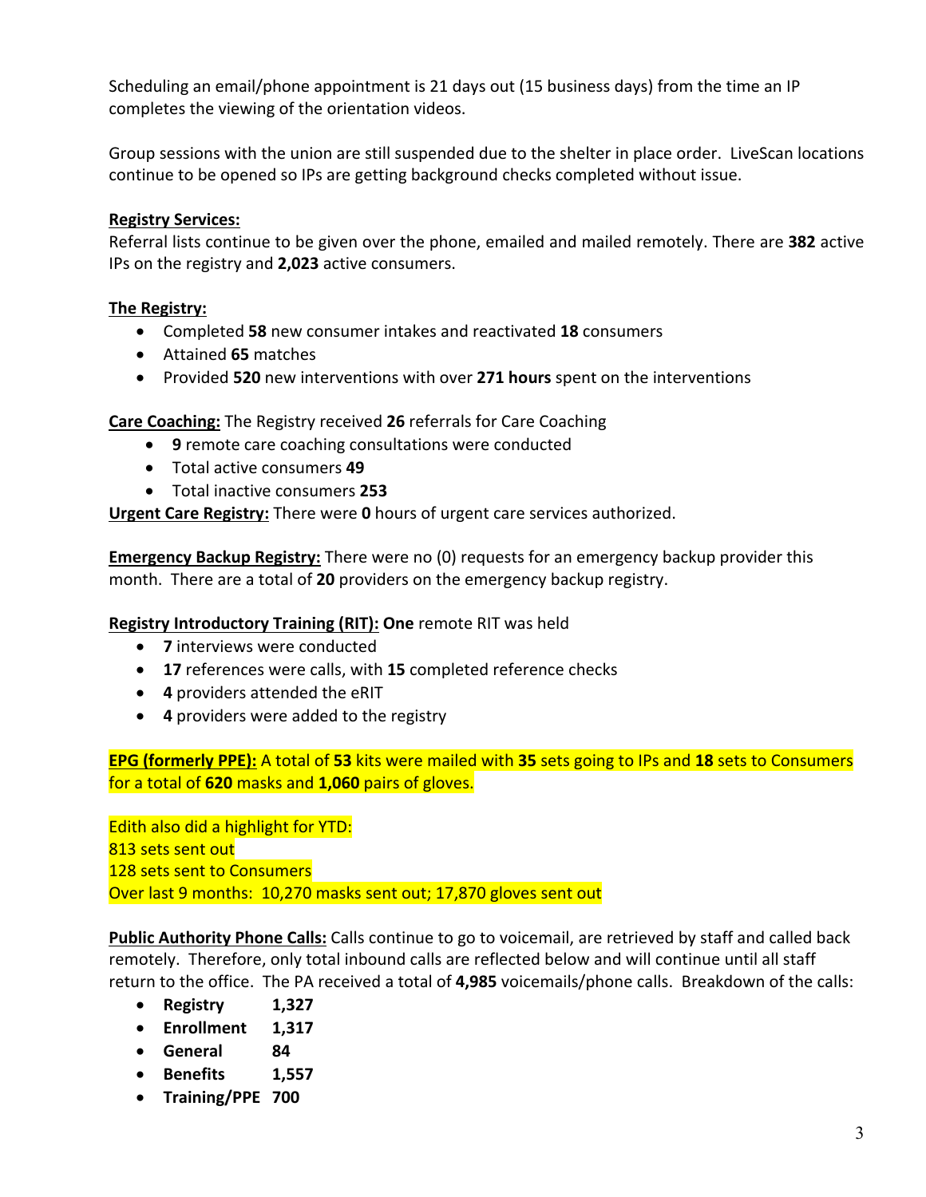Scheduling an email/phone appointment is 21 days out (15 business days) from the time an IP completes the viewing of the orientation videos.

Group sessions with the union are still suspended due to the shelter in place order. LiveScan locations continue to be opened so IPs are getting background checks completed without issue.

**Registry Services:**
Referral lists continue to be given over the phone, emailed and mailed remotely. There are **382** active IPs on the registry and **2,023** active consumers.

**The Registry:**

- Completed **58** new consumer intakes and reactivated **18** consumers
- Attained **65** matches
- Provided **520** new interventions with over **271 hours** spent on the interventions

**Care Coaching:** The Registry received **26** referrals for Care Coaching

- **9** remote care coaching consultations were conducted
- Total active consumers **49**
- Total inactive consumers **253**

**Urgent Care Registry:** There were **0** hours of urgent care services authorized.

**Emergency Backup Registry:** There were no (0) requests for an emergency backup provider this month. There are a total of **20** providers on the emergency backup registry.

**Registry Introductory Training (RIT): One** remote RIT was held

- **7** interviews were conducted
- **17** references were calls, with **15** completed reference checks
- **4** providers attended the eRIT
- **4** providers were added to the registry

**EPG (formerly PPE):** A total of **53** kits were mailed with **35** sets going to IPs and **18** sets to Consumers for a total of **620** masks and **1,060** pairs of gloves.

Edith also did a highlight for YTD:
813 sets sent out
128 sets sent to Consumers
Over last 9 months: 10,270 masks sent out; 17,870 gloves sent out

**Public Authority Phone Calls:** Calls continue to go to voicemail, are retrieved by staff and called back remotely. Therefore, only total inbound calls are reflected below and will continue until all staff return to the office. The PA received a total of **4,985** voicemails/phone calls. Breakdown of the calls:

- **Registry 1,327**
- **Enrollment 1,317**
- **General 84**
- **Benefits 1,557**
- **Training/PPE 700**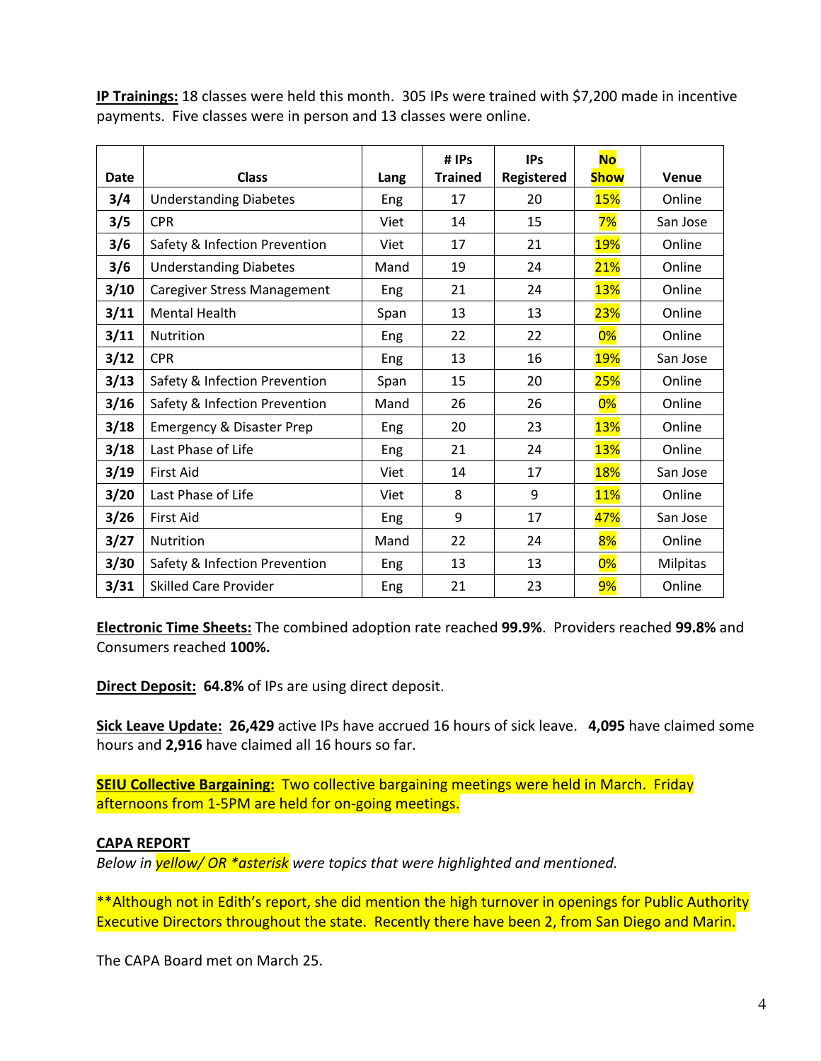**<u>IP Trainings:</u>** 18 classes were held this month. 305 IPs were trained with $7,200 made in incentive payments. Five classes were in person and 13 classes were online.

| Date | Class | Lang | # IPs Trained | IPs Registered | No Show | Venue |
|---|---|---|---|---|---|---|
| 3/4 | Understanding Diabetes | Eng | 17 | 20 | 15% | Online |
| 3/5 | CPR | Viet | 14 | 15 | 7% | San Jose |
| 3/6 | Safety & Infection Prevention | Viet | 17 | 21 | 19% | Online |
| 3/6 | Understanding Diabetes | Mand | 19 | 24 | 21% | Online |
| 3/10 | Caregiver Stress Management | Eng | 21 | 24 | 13% | Online |
| 3/11 | Mental Health | Span | 13 | 13 | 23% | Online |
| 3/11 | Nutrition | Eng | 22 | 22 | 0% | Online |
| 3/12 | CPR | Eng | 13 | 16 | 19% | San Jose |
| 3/13 | Safety & Infection Prevention | Span | 15 | 20 | 25% | Online |
| 3/16 | Safety & Infection Prevention | Mand | 26 | 26 | 0% | Online |
| 3/18 | Emergency & Disaster Prep | Eng | 20 | 23 | 13% | Online |
| 3/18 | Last Phase of Life | Eng | 21 | 24 | 13% | Online |
| 3/19 | First Aid | Viet | 14 | 17 | 18% | San Jose |
| 3/20 | Last Phase of Life | Viet | 8 | 9 | 11% | Online |
| 3/26 | First Aid | Eng | 9 | 17 | 47% | San Jose |
| 3/27 | Nutrition | Mand | 22 | 24 | 8% | Online |
| 3/30 | Safety & Infection Prevention | Eng | 13 | 13 | 0% | Milpitas |
| 3/31 | Skilled Care Provider | Eng | 21 | 23 | 9% | Online |

**<u>Electronic Time Sheets:</u>** The combined adoption rate reached **99.9%**. Providers reached **99.8%** and Consumers reached **100%.**

**<u>Direct Deposit:</u>** **64.8%** of IPs are using direct deposit.

**<u>Sick Leave Update:</u>** **26,429** active IPs have accrued 16 hours of sick leave. **4,095** have claimed some hours and **2,916** have claimed all 16 hours so far.

**<u>SEIU Collective Bargaining:</u>** Two collective bargaining meetings were held in March. Friday afternoons from 1-5PM are held for on-going meetings.

**<u>CAPA REPORT</u>**

*Below in yellow/ OR *asterisk were topics that were highlighted and mentioned.*

**Although not in Edith's report, she did mention the high turnover in openings for Public Authority Executive Directors throughout the state. Recently there have been 2, from San Diego and Marin.

The CAPA Board met on March 25.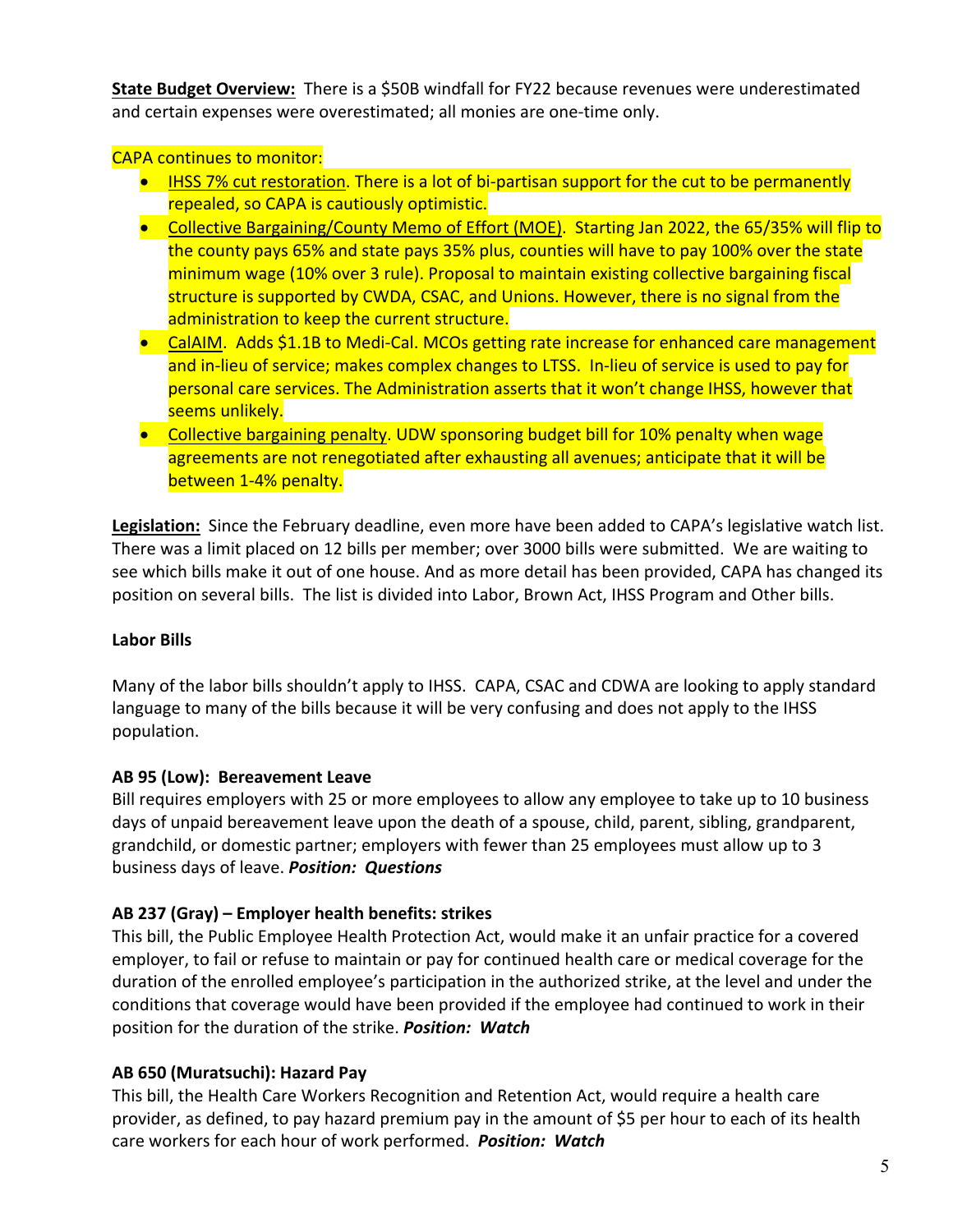**State Budget Overview:** There is a $50B windfall for FY22 because revenues were underestimated and certain expenses were overestimated; all monies are one-time only.

CAPA continues to monitor:

- IHSS 7% cut restoration. There is a lot of bi-partisan support for the cut to be permanently repealed, so CAPA is cautiously optimistic.
- Collective Bargaining/County Memo of Effort (MOE). Starting Jan 2022, the 65/35% will flip to the county pays 65% and state pays 35% plus, counties will have to pay 100% over the state minimum wage (10% over 3 rule). Proposal to maintain existing collective bargaining fiscal structure is supported by CWDA, CSAC, and Unions. However, there is no signal from the administration to keep the current structure.
- CalAIM. Adds $1.1B to Medi-Cal. MCOs getting rate increase for enhanced care management and in-lieu of service; makes complex changes to LTSS. In-lieu of service is used to pay for personal care services. The Administration asserts that it won't change IHSS, however that seems unlikely.
- Collective bargaining penalty. UDW sponsoring budget bill for 10% penalty when wage agreements are not renegotiated after exhausting all avenues; anticipate that it will be between 1-4% penalty.

**Legislation:** Since the February deadline, even more have been added to CAPA's legislative watch list. There was a limit placed on 12 bills per member; over 3000 bills were submitted. We are waiting to see which bills make it out of one house. And as more detail has been provided, CAPA has changed its position on several bills. The list is divided into Labor, Brown Act, IHSS Program and Other bills.

**Labor Bills**

Many of the labor bills shouldn't apply to IHSS. CAPA, CSAC and CDWA are looking to apply standard language to many of the bills because it will be very confusing and does not apply to the IHSS population.

**AB 95 (Low): Bereavement Leave**
Bill requires employers with 25 or more employees to allow any employee to take up to 10 business days of unpaid bereavement leave upon the death of a spouse, child, parent, sibling, grandparent, grandchild, or domestic partner; employers with fewer than 25 employees must allow up to 3 business days of leave. ***Position: Questions***

**AB 237 (Gray) – Employer health benefits: strikes**
This bill, the Public Employee Health Protection Act, would make it an unfair practice for a covered employer, to fail or refuse to maintain or pay for continued health care or medical coverage for the duration of the enrolled employee's participation in the authorized strike, at the level and under the conditions that coverage would have been provided if the employee had continued to work in their position for the duration of the strike. ***Position: Watch***

**AB 650 (Muratsuchi): Hazard Pay**
This bill, the Health Care Workers Recognition and Retention Act, would require a health care provider, as defined, to pay hazard premium pay in the amount of $5 per hour to each of its health care workers for each hour of work performed. ***Position: Watch***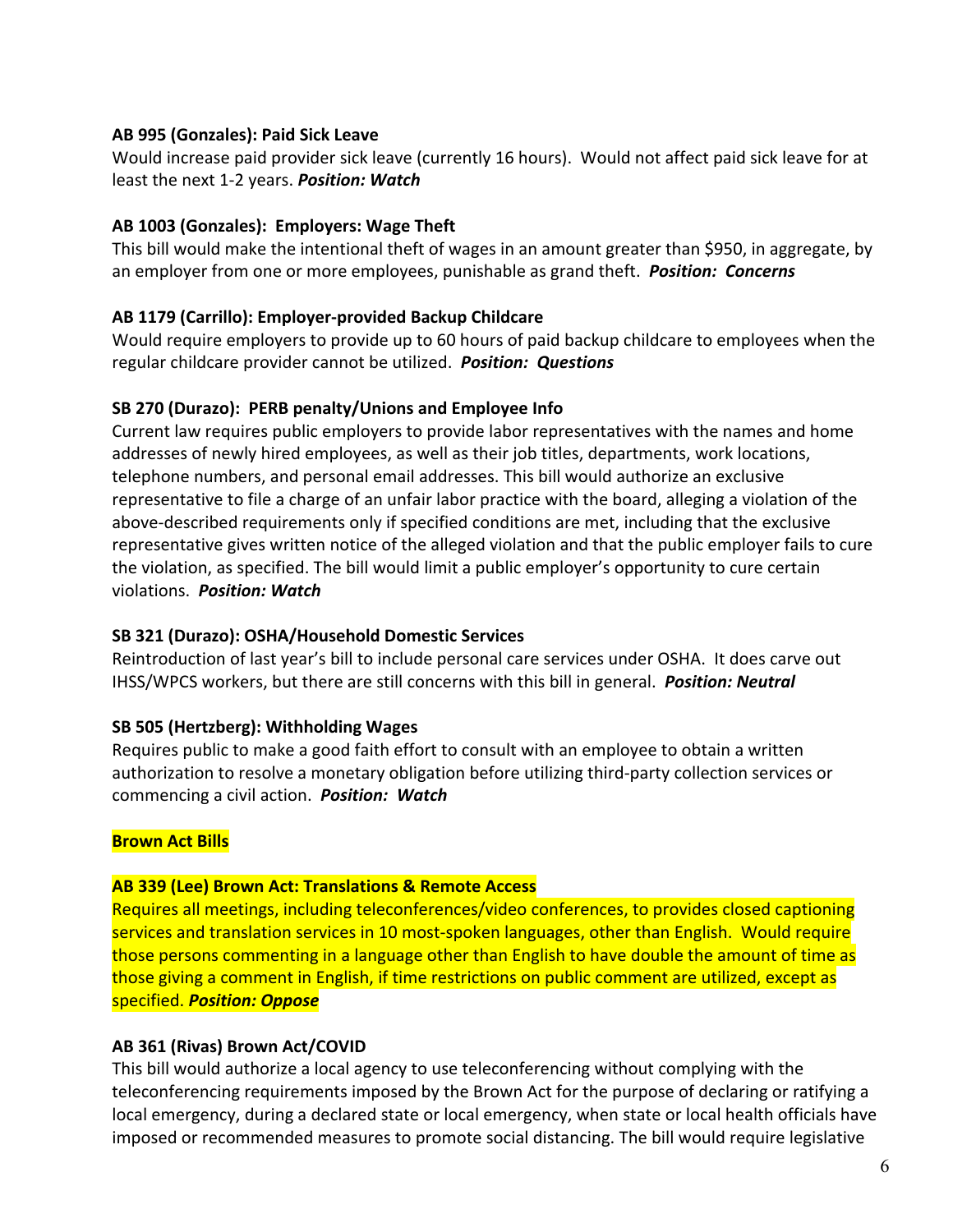**AB 995 (Gonzales): Paid Sick Leave**
Would increase paid provider sick leave (currently 16 hours). Would not affect paid sick leave for at least the next 1-2 years. ***Position: Watch***

**AB 1003 (Gonzales): Employers: Wage Theft**
This bill would make the intentional theft of wages in an amount greater than $950, in aggregate, by an employer from one or more employees, punishable as grand theft. ***Position: Concerns***

**AB 1179 (Carrillo): Employer-provided Backup Childcare**
Would require employers to provide up to 60 hours of paid backup childcare to employees when the regular childcare provider cannot be utilized. ***Position: Questions***

**SB 270 (Durazo): PERB penalty/Unions and Employee Info**
Current law requires public employers to provide labor representatives with the names and home addresses of newly hired employees, as well as their job titles, departments, work locations, telephone numbers, and personal email addresses. This bill would authorize an exclusive representative to file a charge of an unfair labor practice with the board, alleging a violation of the above-described requirements only if specified conditions are met, including that the exclusive representative gives written notice of the alleged violation and that the public employer fails to cure the violation, as specified. The bill would limit a public employer's opportunity to cure certain violations. ***Position: Watch***

**SB 321 (Durazo): OSHA/Household Domestic Services**
Reintroduction of last year's bill to include personal care services under OSHA. It does carve out IHSS/WPCS workers, but there are still concerns with this bill in general. ***Position: Neutral***

**SB 505 (Hertzberg): Withholding Wages**
Requires public to make a good faith effort to consult with an employee to obtain a written authorization to resolve a monetary obligation before utilizing third-party collection services or commencing a civil action. ***Position: Watch***

**Brown Act Bills**

**AB 339 (Lee) Brown Act: Translations & Remote Access**
Requires all meetings, including teleconferences/video conferences, to provides closed captioning services and translation services in 10 most-spoken languages, other than English. Would require those persons commenting in a language other than English to have double the amount of time as those giving a comment in English, if time restrictions on public comment are utilized, except as specified. ***Position: Oppose***

**AB 361 (Rivas) Brown Act/COVID**
This bill would authorize a local agency to use teleconferencing without complying with the teleconferencing requirements imposed by the Brown Act for the purpose of declaring or ratifying a local emergency, during a declared state or local emergency, when state or local health officials have imposed or recommended measures to promote social distancing. The bill would require legislative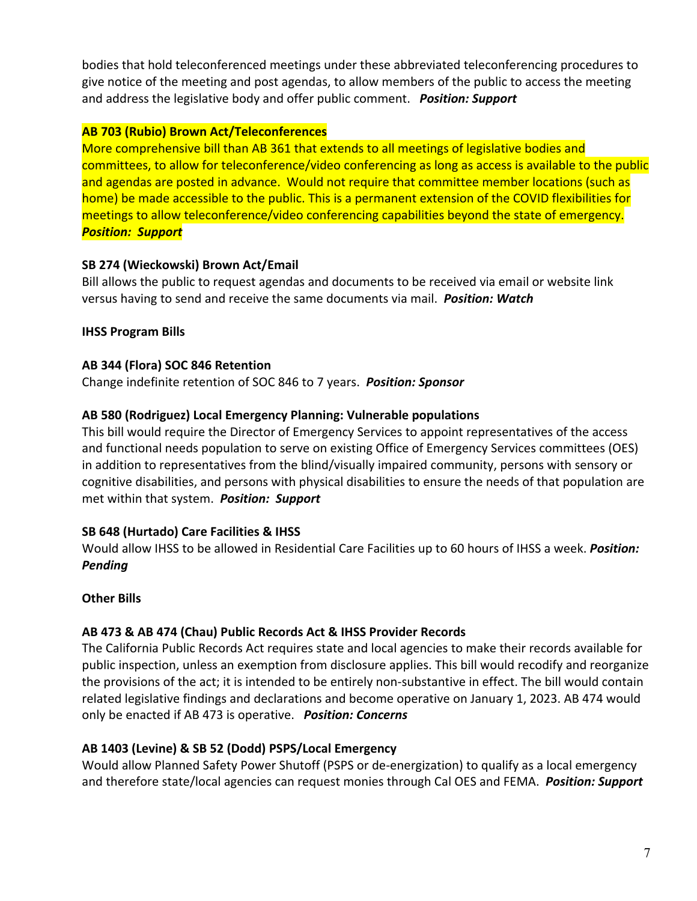bodies that hold teleconferenced meetings under these abbreviated teleconferencing procedures to give notice of the meeting and post agendas, to allow members of the public to access the meeting and address the legislative body and offer public comment. ***Position: Support***

**AB 703 (Rubio) Brown Act/Teleconferences**

More comprehensive bill than AB 361 that extends to all meetings of legislative bodies and committees, to allow for teleconference/video conferencing as long as access is available to the public and agendas are posted in advance. Would not require that committee member locations (such as home) be made accessible to the public. This is a permanent extension of the COVID flexibilities for meetings to allow teleconference/video conferencing capabilities beyond the state of emergency. ***Position: Support***

**SB 274 (Wieckowski) Brown Act/Email**

Bill allows the public to request agendas and documents to be received via email or website link versus having to send and receive the same documents via mail. ***Position: Watch***

**IHSS Program Bills**

**AB 344 (Flora) SOC 846 Retention**

Change indefinite retention of SOC 846 to 7 years. ***Position: Sponsor***

**AB 580 (Rodriguez) Local Emergency Planning: Vulnerable populations**

This bill would require the Director of Emergency Services to appoint representatives of the access and functional needs population to serve on existing Office of Emergency Services committees (OES) in addition to representatives from the blind/visually impaired community, persons with sensory or cognitive disabilities, and persons with physical disabilities to ensure the needs of that population are met within that system. ***Position: Support***

**SB 648 (Hurtado) Care Facilities & IHSS**

Would allow IHSS to be allowed in Residential Care Facilities up to 60 hours of IHSS a week. ***Position: Pending***

**Other Bills**

**AB 473 & AB 474 (Chau) Public Records Act & IHSS Provider Records**

The California Public Records Act requires state and local agencies to make their records available for public inspection, unless an exemption from disclosure applies. This bill would recodify and reorganize the provisions of the act; it is intended to be entirely non-substantive in effect. The bill would contain related legislative findings and declarations and become operative on January 1, 2023. AB 474 would only be enacted if AB 473 is operative. ***Position: Concerns***

**AB 1403 (Levine) & SB 52 (Dodd) PSPS/Local Emergency**

Would allow Planned Safety Power Shutoff (PSPS or de-energization) to qualify as a local emergency and therefore state/local agencies can request monies through Cal OES and FEMA. ***Position: Support***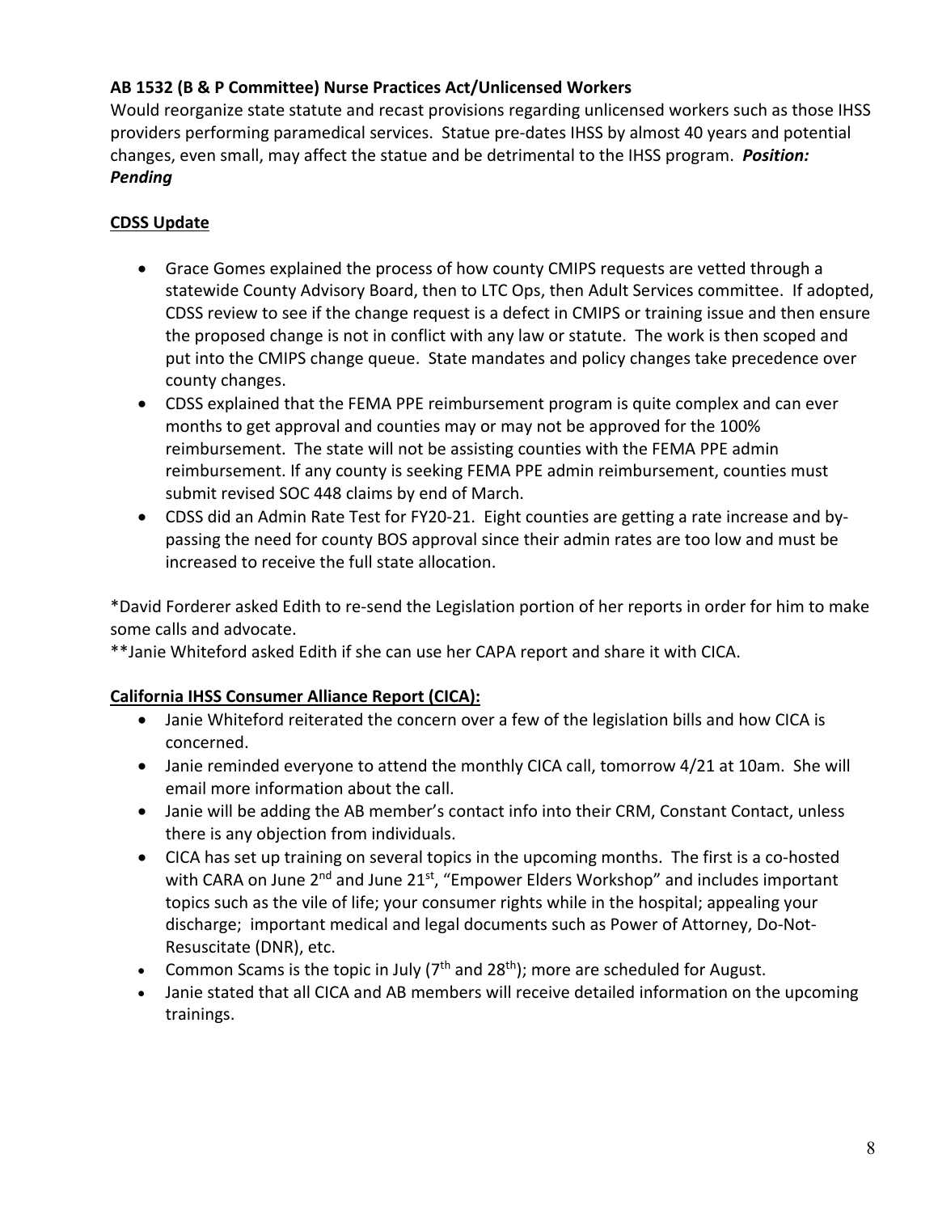**AB 1532 (B & P Committee) Nurse Practices Act/Unlicensed Workers**

Would reorganize state statute and recast provisions regarding unlicensed workers such as those IHSS providers performing paramedical services. Statue pre-dates IHSS by almost 40 years and potential changes, even small, may affect the statue and be detrimental to the IHSS program. ***Position: Pending***

**CDSS Update**

- Grace Gomes explained the process of how county CMIPS requests are vetted through a statewide County Advisory Board, then to LTC Ops, then Adult Services committee. If adopted, CDSS review to see if the change request is a defect in CMIPS or training issue and then ensure the proposed change is not in conflict with any law or statute. The work is then scoped and put into the CMIPS change queue. State mandates and policy changes take precedence over county changes.
- CDSS explained that the FEMA PPE reimbursement program is quite complex and can ever months to get approval and counties may or may not be approved for the 100% reimbursement. The state will not be assisting counties with the FEMA PPE admin reimbursement. If any county is seeking FEMA PPE admin reimbursement, counties must submit revised SOC 448 claims by end of March.
- CDSS did an Admin Rate Test for FY20-21. Eight counties are getting a rate increase and by-passing the need for county BOS approval since their admin rates are too low and must be increased to receive the full state allocation.

*David Forderer asked Edith to re-send the Legislation portion of her reports in order for him to make some calls and advocate.

**Janie Whiteford asked Edith if she can use her CAPA report and share it with CICA.

**California IHSS Consumer Alliance Report (CICA):**

- Janie Whiteford reiterated the concern over a few of the legislation bills and how CICA is concerned.
- Janie reminded everyone to attend the monthly CICA call, tomorrow 4/21 at 10am. She will email more information about the call.
- Janie will be adding the AB member's contact info into their CRM, Constant Contact, unless there is any objection from individuals.
- CICA has set up training on several topics in the upcoming months. The first is a co-hosted with CARA on June 2nd and June 21st, "Empower Elders Workshop" and includes important topics such as the vile of life; your consumer rights while in the hospital; appealing your discharge; important medical and legal documents such as Power of Attorney, Do-Not-Resuscitate (DNR), etc.
- Common Scams is the topic in July (7th and 28th); more are scheduled for August.
- Janie stated that all CICA and AB members will receive detailed information on the upcoming trainings.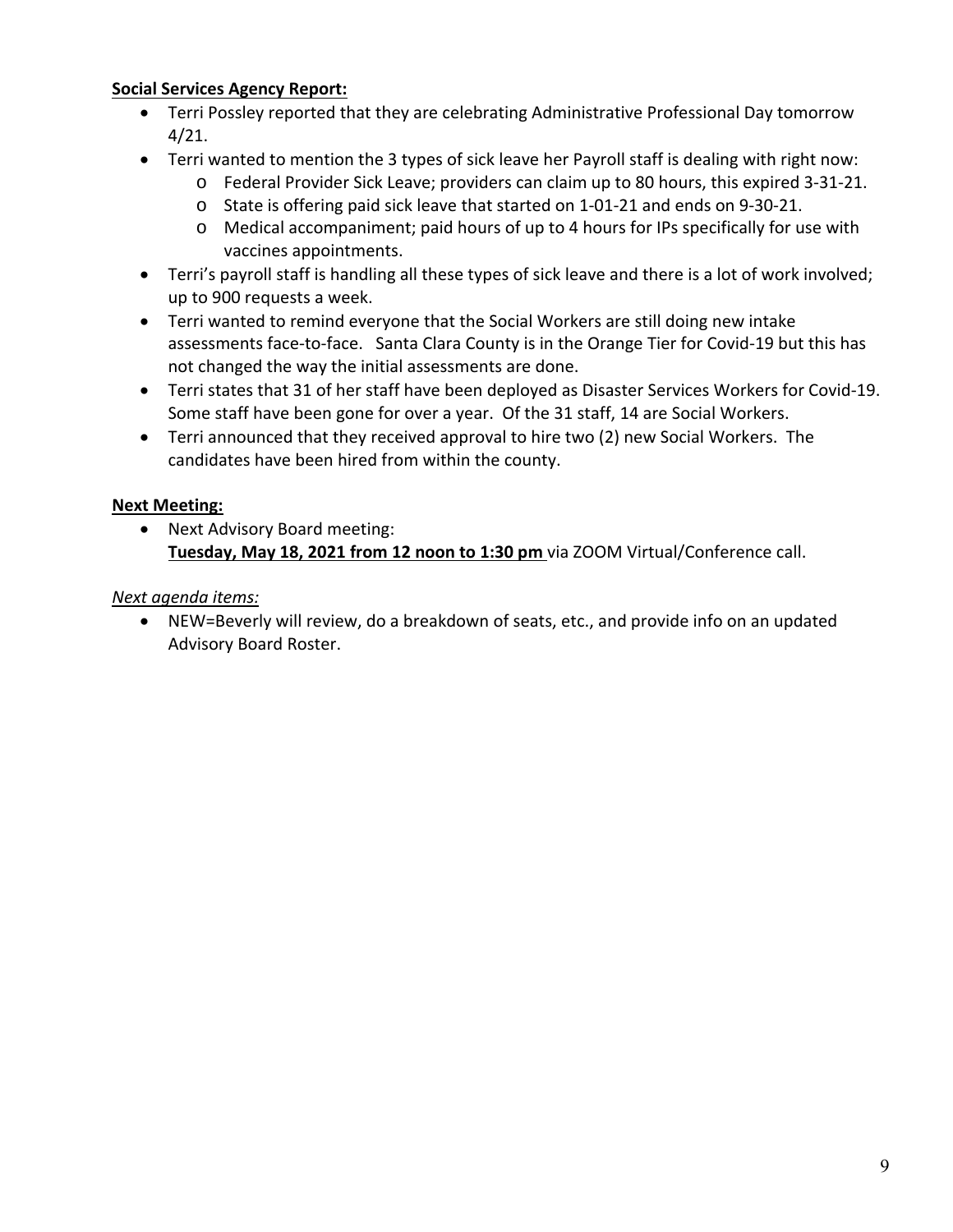**Social Services Agency Report:**

- Terri Possley reported that they are celebrating Administrative Professional Day tomorrow 4/21.
- Terri wanted to mention the 3 types of sick leave her Payroll staff is dealing with right now:
  - Federal Provider Sick Leave; providers can claim up to 80 hours, this expired 3-31-21.
  - State is offering paid sick leave that started on 1-01-21 and ends on 9-30-21.
  - Medical accompaniment; paid hours of up to 4 hours for IPs specifically for use with vaccines appointments.
- Terri's payroll staff is handling all these types of sick leave and there is a lot of work involved; up to 900 requests a week.
- Terri wanted to remind everyone that the Social Workers are still doing new intake assessments face-to-face. Santa Clara County is in the Orange Tier for Covid-19 but this has not changed the way the initial assessments are done.
- Terri states that 31 of her staff have been deployed as Disaster Services Workers for Covid-19. Some staff have been gone for over a year. Of the 31 staff, 14 are Social Workers.
- Terri announced that they received approval to hire two (2) new Social Workers. The candidates have been hired from within the county.

**Next Meeting:**

- Next Advisory Board meeting:
  **Tuesday, May 18, 2021 from 12 noon to 1:30 pm** via ZOOM Virtual/Conference call.

*Next agenda items:*

- NEW=Beverly will review, do a breakdown of seats, etc., and provide info on an updated Advisory Board Roster.